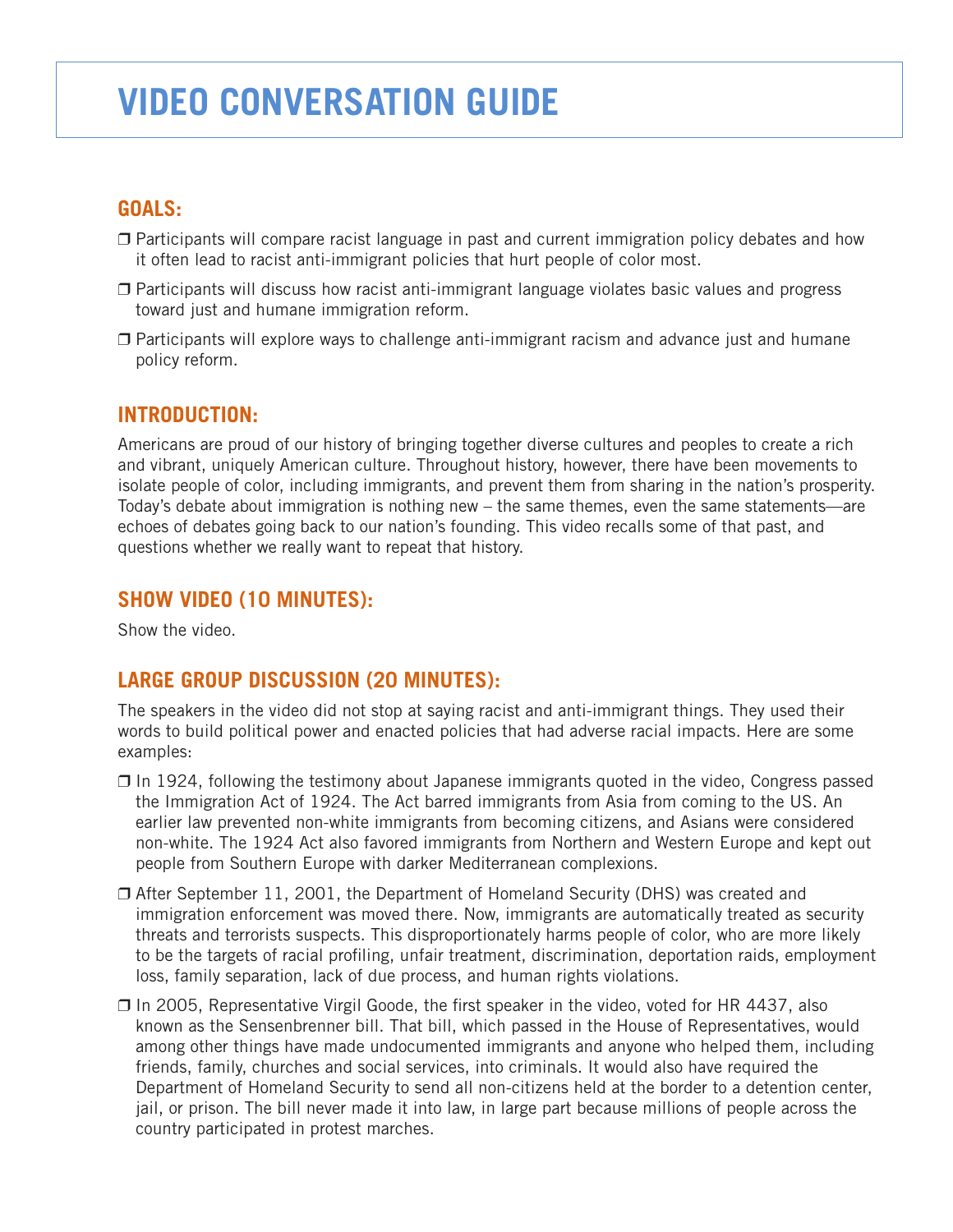# VIDEO CONVERSATION GUIDE

## GOALS:

- ❒ Participants will compare racist language in past and current immigration policy debates and how it often lead to racist anti-immigrant policies that hurt people of color most.
- ❒ Participants will discuss how racist anti-immigrant language violates basic values and progress toward just and humane immigration reform.
- ❒ Participants will explore ways to challenge anti-immigrant racism and advance just and humane policy reform.

## INTRODUCTION:

Americans are proud of our history of bringing together diverse cultures and peoples to create a rich and vibrant, uniquely American culture. Throughout history, however, there have been movements to isolate people of color, including immigrants, and prevent them from sharing in the nation's prosperity. Today's debate about immigration is nothing new – the same themes, even the same statements—are echoes of debates going back to our nation's founding. This video recalls some of that past, and questions whether we really want to repeat that history.

## SHOW VIDEO (10 MINUTES):

Show the video.

## LARGE GROUP DISCUSSION (20 MINUTES):

The speakers in the video did not stop at saying racist and anti-immigrant things. They used their words to build political power and enacted policies that had adverse racial impacts. Here are some examples:

- ❒ In 1924, following the testimony about Japanese immigrants quoted in the video, Congress passed the Immigration Act of 1924. The Act barred immigrants from Asia from coming to the US. An earlier law prevented non-white immigrants from becoming citizens, and Asians were considered non-white. The 1924 Act also favored immigrants from Northern and Western Europe and kept out people from Southern Europe with darker Mediterranean complexions.
- ❒ After September 11, 2001, the Department of Homeland Security (DHS) was created and immigration enforcement was moved there. Now, immigrants are automatically treated as security threats and terrorists suspects. This disproportionately harms people of color, who are more likely to be the targets of racial profiling, unfair treatment, discrimination, deportation raids, employment loss, family separation, lack of due process, and human rights violations.
- ❒ In 2005, Representative Virgil Goode, the first speaker in the video, voted for HR 4437, also known as the Sensenbrenner bill. That bill, which passed in the House of Representatives, would among other things have made undocumented immigrants and anyone who helped them, including friends, family, churches and social services, into criminals. It would also have required the Department of Homeland Security to send all non-citizens held at the border to a detention center, jail, or prison. The bill never made it into law, in large part because millions of people across the country participated in protest marches.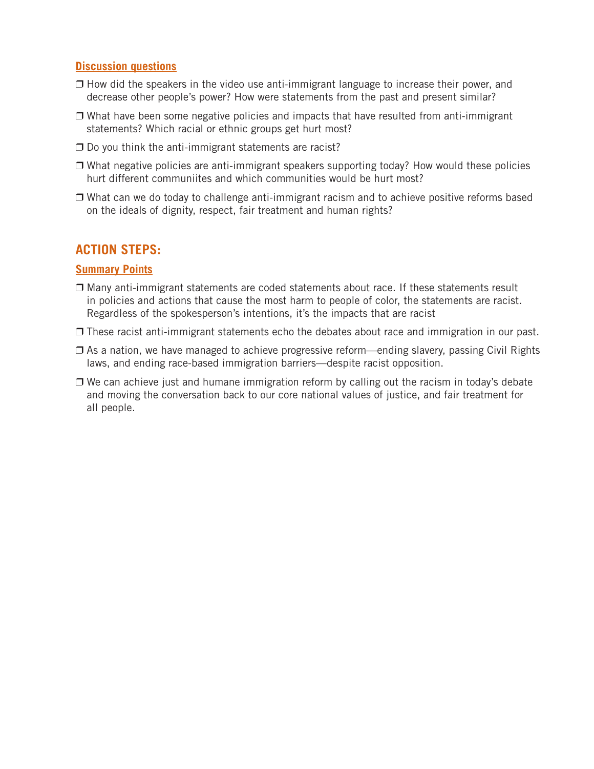### Discussion questions

- ❒ How did the speakers in the video use anti-immigrant language to increase their power, and decrease other people's power? How were statements from the past and present similar?
- ❒ What have been some negative policies and impacts that have resulted from anti-immigrant statements? Which racial or ethnic groups get hurt most?
- ❒ Do you think the anti-immigrant statements are racist?
- ❒ What negative policies are anti-immigrant speakers supporting today? How would these policies hurt different communiites and which communities would be hurt most?
- ❒ What can we do today to challenge anti-immigrant racism and to achieve positive reforms based on the ideals of dignity, respect, fair treatment and human rights?

## ACTION STEPS:

### Summary Points

- ❒ Many anti-immigrant statements are coded statements about race. If these statements result in policies and actions that cause the most harm to people of color, the statements are racist. Regardless of the spokesperson's intentions, it's the impacts that are racist
- ❒ These racist anti-immigrant statements echo the debates about race and immigration in our past.
- ❒ As a nation, we have managed to achieve progressive reform—ending slavery, passing Civil Rights laws, and ending race-based immigration barriers—despite racist opposition.
- ❒ We can achieve just and humane immigration reform by calling out the racism in today's debate and moving the conversation back to our core national values of justice, and fair treatment for all people.